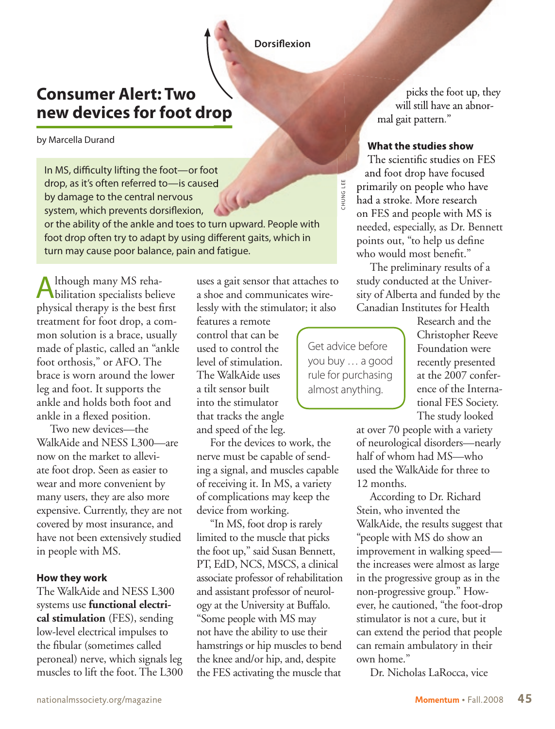# Consumer Alert: Two new devices for foot drop

by Marcella Durand

In MS, difficulty lifting the foot—or foot drop, as it's often referred to—is caused by damage to the central nervous system, which prevents dorsiflexion, or the ability of the ankle and toes to turn upward. People with foot drop often try to adapt by using different gaits, which in turn may cause poor balance, pain and fatigue.

Although many MS rehabilitation specialists believe physical therapy is the best first treatment for foot drop, a common solution is a brace, usually made of plastic, called an "ankle foot orthosis," or AFO. The brace is worn around the lower leg and foot. It supports the ankle and holds both foot and ankle in a flexed position.

Two new devices—the WalkAide and NESS L300—are now on the market to alleviate foot drop. Seen as easier to wear and more convenient by many users, they are also more expensive. Currently, they are not covered by most insurance, and have not been extensively studied in people with MS.

### How they work

The WalkAide and NESS L300 systems use **functional electrical stimulation** (FES), sending low-level electrical impulses to the fibular (sometimes called peroneal) nerve, which signals leg muscles to lift the foot. The L300 uses a gait sensor that attaches to a shoe and communicates wirelessly with the stimulator; it also features a remote control that can be used to control the level of stimulation. The WalkAide uses a tilt sensor built into the stimulator that tracks the angle and speed of the leg.

For the devices to work, the nerve must be capable of sending a signal, and muscles capable of receiving it. In MS, a variety of complications may keep the device from working.

"In MS, foot drop is rarely limited to the muscle that picks the foot up," said Susan Bennett, PT, EdD, NCS, MSCS, a clinical associate professor of rehabilitation and assistant professor of neurology at the University at Buffalo. "Some people with MS may not have the ability to use their hamstrings or hip muscles to bend the knee and/or hip, and, despite the FES activating the muscle that picks the foot up, they will still have an abnormal gait pattern."

> Get advice before you buy … a good rule for purchasing almost anything.

### What the studies show

The scientific studies on FES and foot drop have focused primarily on people who have had a stroke. More research on FES and people with MS is needed, especially, as Dr. Bennett points out, "to help us define who would most benefit."

The preliminary results of a study conducted at the University of Alberta and funded by the Canadian Institutes for Health Research and the Christopher Reeve Foundation were recently presented at the 2007 conference of the International FES Society. The study looked at over 70 people with a variety of neurological disorders—nearly half of whom had MS—who used the WalkAide for three to 12 months.

According to Dr. Richard Stein, who invented the WalkAide, the results suggest that "people with MS do show an improvement in walking speed—the increases were almost as large in the progressive group as in the non-progressive group." However, he cautioned, "the foot-drop stimulator is not a cure, but it can extend the period that people can remain ambulatory in their own home."

Dr. Nicholas LaRocca, vice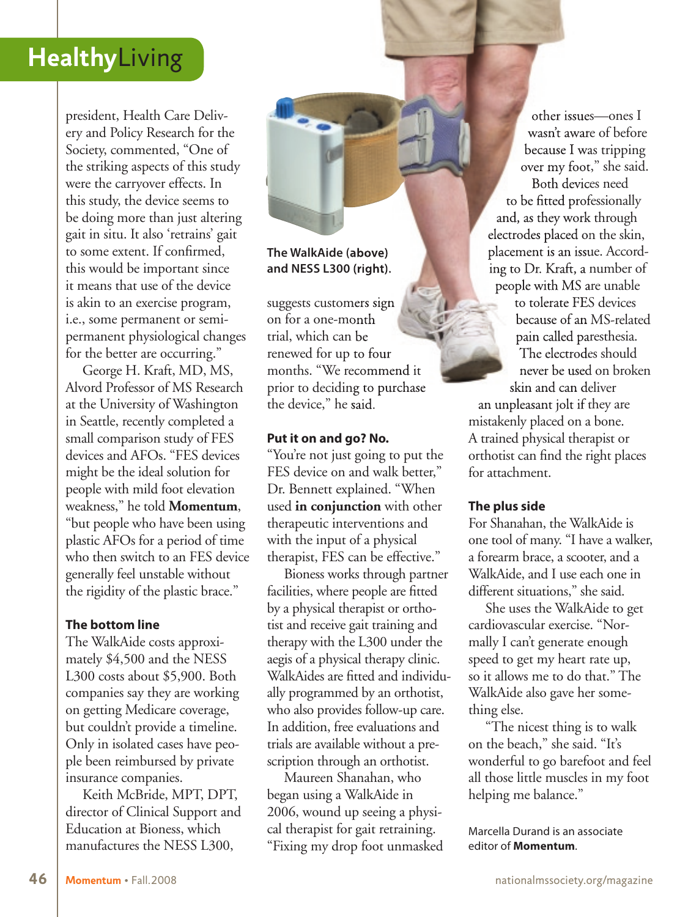president, Health Care Delivery and Policy Research for the Society, commented, "One of the striking aspects of this study were the carryover effects. In this study, the device seems to be doing more than just altering gait in situ. It also 'retrains' gait to some extent. If confirmed, this would be important since it means that use of the device is akin to an exercise program, i.e., some permanent or semi-permanent physiological changes for the better are occurring."

George H. Kraft, MD, MS, Alvord Professor of MS Research at the University of Washington in Seattle, recently completed a small comparison study of FES devices and AFOs. "FES devices might be the ideal solution for people with mild foot elevation weakness," he told **Momentum**, "but people who have been using plastic AFOs for a period of time who then switch to an FES device generally feel unstable without the rigidity of the plastic brace."

### The bottom line

The WalkAide costs approximately $4,500 and the NESS L300 costs about $5,900. Both companies say they are working on getting Medicare coverage, but couldn't provide a timeline. Only in isolated cases have people been reimbursed by private insurance companies.

Keith McBride, MPT, DPT, director of Clinical Support and Education at Bioness, which manufactures the NESS L300, suggests customers sign on for a one-month trial, which can be renewed for up to four months. "We recommend it prior to deciding to purchase the device," he said.

**The WalkAide (above) and NESS L300 (right).**

### Put it on and go? No.

"You're not just going to put the FES device on and walk better," Dr. Bennett explained. "When used **in conjunction** with other therapeutic interventions and with the input of a physical therapist, FES can be effective."

Bioness works through partner facilities, where people are fitted by a physical therapist or orthotist and receive gait training and therapy with the L300 under the aegis of a physical therapy clinic. WalkAides are fitted and individually programmed by an orthotist, who also provides follow-up care. In addition, free evaluations and trials are available without a prescription through an orthotist.

Maureen Shanahan, who began using a WalkAide in 2006, wound up seeing a physical therapist for gait retraining. "Fixing my drop foot unmasked other issues—ones I wasn't aware of before because I was tripping over my foot," she said.

Both devices need to be fitted professionally and, as they work through electrodes placed on the skin, placement is an issue. According to Dr. Kraft, a number of people with MS are unable to tolerate FES devices because of an MS-related pain called paresthesia. The electrodes should never be used on broken skin and can deliver an unpleasant jolt if they are mistakenly placed on a bone. A trained physical therapist or orthotist can find the right places for attachment.

### The plus side

For Shanahan, the WalkAide is one tool of many. "I have a walker, a forearm brace, a scooter, and a WalkAide, and I use each one in different situations," she said.

She uses the WalkAide to get cardiovascular exercise. "Normally I can't generate enough speed to get my heart rate up, so it allows me to do that." The WalkAide also gave her something else.

"The nicest thing is to walk on the beach," she said. "It's wonderful to go barefoot and feel all those little muscles in my foot helping me balance."

Marcella Durand is an associate editor of **Momentum**.